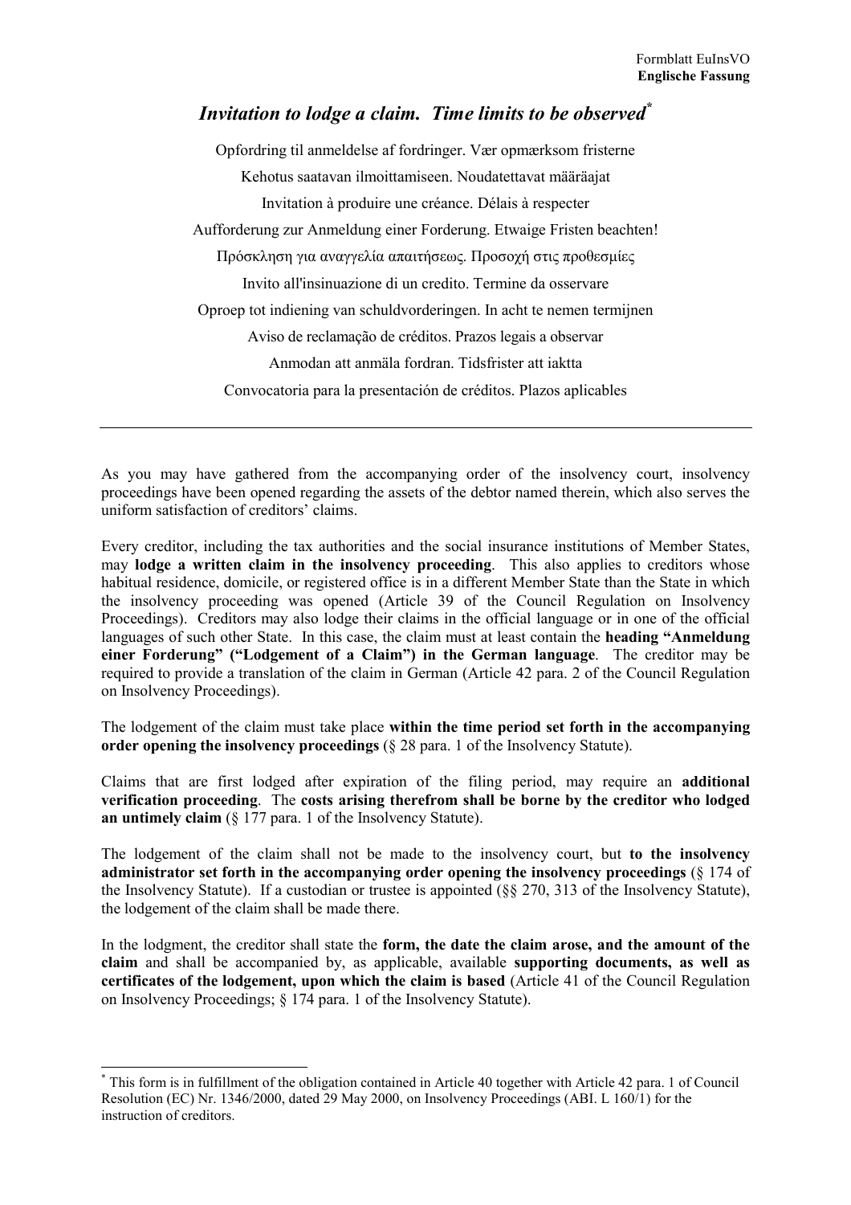Formblatt EuInsVO
**Englische Fassung**

# *Invitation to lodge a claim. Time limits to be observed*[*]

Opfordring til anmeldelse af fordringer. Vær opmærksom fristerne

Kehotus saatavan ilmoittamiseen. Noudatettavat määräajat

Invitation à produire une créance. Délais à respecter

Aufforderung zur Anmeldung einer Forderung. Etwaige Fristen beachten!

Πρόσκληση για αναγγελία απαιτήσεως. Προσοχή στις προθεσμίες

Invito all'insinuazione di un credito. Termine da osservare

Oproep tot indiening van schuldvorderingen. In acht te nemen termijnen

Aviso de reclamação de créditos. Prazos legais a observar

Anmodan att anmäla fordran. Tidsfrister att iaktta

Convocatoria para la presentación de créditos. Plazos aplicables

---

As you may have gathered from the accompanying order of the insolvency court, insolvency proceedings have been opened regarding the assets of the debtor named therein, which also serves the uniform satisfaction of creditors' claims.

Every creditor, including the tax authorities and the social insurance institutions of Member States, may **lodge a written claim in the insolvency proceeding**. This also applies to creditors whose habitual residence, domicile, or registered office is in a different Member State than the State in which the insolvency proceeding was opened (Article 39 of the Council Regulation on Insolvency Proceedings). Creditors may also lodge their claims in the official language or in one of the official languages of such other State. In this case, the claim must at least contain the **heading "Anmeldung einer Forderung" ("Lodgement of a Claim") in the German language**. The creditor may be required to provide a translation of the claim in German (Article 42 para. 2 of the Council Regulation on Insolvency Proceedings).

The lodgement of the claim must take place **within the time period set forth in the accompanying order opening the insolvency proceedings** (§ 28 para. 1 of the Insolvency Statute).

Claims that are first lodged after expiration of the filing period, may require an **additional verification proceeding**. The **costs arising therefrom shall be borne by the creditor who lodged an untimely claim** (§ 177 para. 1 of the Insolvency Statute).

The lodgement of the claim shall not be made to the insolvency court, but **to the insolvency administrator set forth in the accompanying order opening the insolvency proceedings** (§ 174 of the Insolvency Statute). If a custodian or trustee is appointed (§§ 270, 313 of the Insolvency Statute), the lodgement of the claim shall be made there.

In the lodgment, the creditor shall state the **form, the date the claim arose, and the amount of the claim** and shall be accompanied by, as applicable, available **supporting documents, as well as certificates of the lodgement, upon which the claim is based** (Article 41 of the Council Regulation on Insolvency Proceedings; § 174 para. 1 of the Insolvency Statute).

---

[*] This form is in fulfillment of the obligation contained in Article 40 together with Article 42 para. 1 of Council Resolution (EC) Nr. 1346/2000, dated 29 May 2000, on Insolvency Proceedings (ABI. L 160/1) for the instruction of creditors.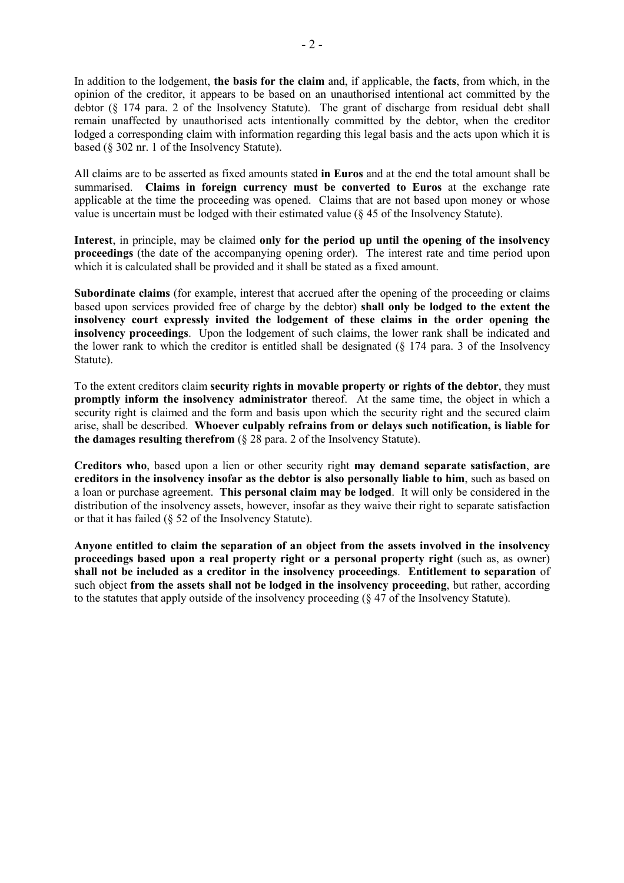In addition to the lodgement, **the basis for the claim** and, if applicable, the **facts**, from which, in the opinion of the creditor, it appears to be based on an unauthorised intentional act committed by the debtor (§ 174 para. 2 of the Insolvency Statute). The grant of discharge from residual debt shall remain unaffected by unauthorised acts intentionally committed by the debtor, when the creditor lodged a corresponding claim with information regarding this legal basis and the acts upon which it is based (§ 302 nr. 1 of the Insolvency Statute).

All claims are to be asserted as fixed amounts stated **in Euros** and at the end the total amount shall be summarised. **Claims in foreign currency must be converted to Euros** at the exchange rate applicable at the time the proceeding was opened. Claims that are not based upon money or whose value is uncertain must be lodged with their estimated value (§ 45 of the Insolvency Statute).

**Interest**, in principle, may be claimed **only for the period up until the opening of the insolvency proceedings** (the date of the accompanying opening order). The interest rate and time period upon which it is calculated shall be provided and it shall be stated as a fixed amount.

**Subordinate claims** (for example, interest that accrued after the opening of the proceeding or claims based upon services provided free of charge by the debtor) **shall only be lodged to the extent the insolvency court expressly invited the lodgement of these claims in the order opening the insolvency proceedings**. Upon the lodgement of such claims, the lower rank shall be indicated and the lower rank to which the creditor is entitled shall be designated (§ 174 para. 3 of the Insolvency Statute).

To the extent creditors claim **security rights in movable property or rights of the debtor**, they must **promptly inform the insolvency administrator** thereof. At the same time, the object in which a security right is claimed and the form and basis upon which the security right and the secured claim arise, shall be described. **Whoever culpably refrains from or delays such notification, is liable for the damages resulting therefrom** (§ 28 para. 2 of the Insolvency Statute).

**Creditors who**, based upon a lien or other security right **may demand separate satisfaction**, **are creditors in the insolvency insofar as the debtor is also personally liable to him**, such as based on a loan or purchase agreement. **This personal claim may be lodged**. It will only be considered in the distribution of the insolvency assets, however, insofar as they waive their right to separate satisfaction or that it has failed (§ 52 of the Insolvency Statute).

**Anyone entitled to claim the separation of an object from the assets involved in the insolvency proceedings based upon a real property right or a personal property right** (such as, as owner) **shall not be included as a creditor in the insolvency proceedings**. **Entitlement to separation** of such object **from the assets shall not be lodged in the insolvency proceeding**, but rather, according to the statutes that apply outside of the insolvency proceeding (§ 47 of the Insolvency Statute).